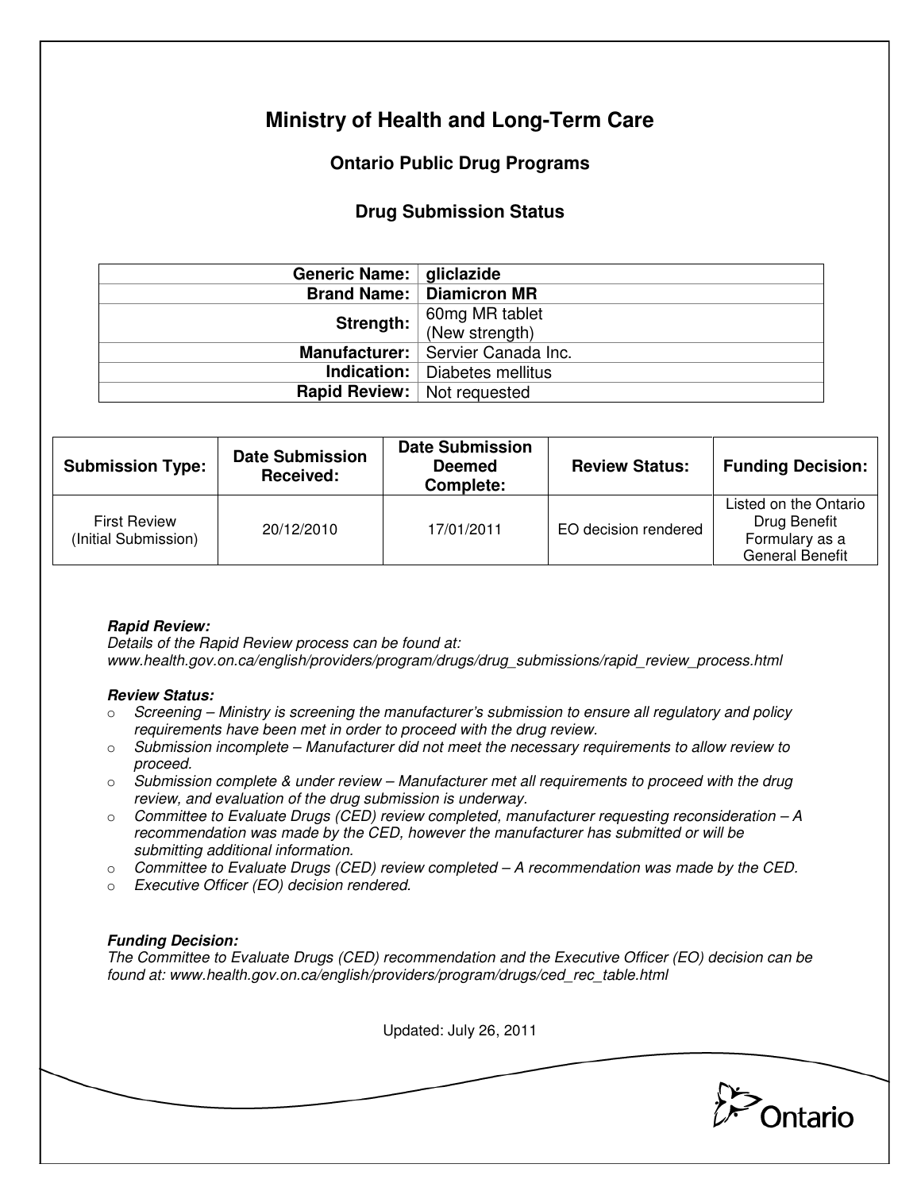# Ministry of Health and Long-Term Care

## Ontario Public Drug Programs

### Drug Submission Status

| | |
|---|---|
| **Generic Name:** | **gliclazide** |
| **Brand Name:** | **Diamicron MR** |
| **Strength:** | 60mg MR tablet (New strength) |
| **Manufacturer:** | Servier Canada Inc. |
| **Indication:** | Diabetes mellitus |
| **Rapid Review:** | Not requested |

| Submission Type: | Date Submission Received: | Date Submission Deemed Complete: | Review Status: | Funding Decision: |
|---|---|---|---|---|
| First Review (Initial Submission) | 20/12/2010 | 17/01/2011 | EO decision rendered | Listed on the Ontario Drug Benefit Formulary as a General Benefit |

***Rapid Review:***
*Details of the Rapid Review process can be found at: www.health.gov.on.ca/english/providers/program/drugs/drug_submissions/rapid_review_process.html*

***Review Status:***

- *Screening – Ministry is screening the manufacturer's submission to ensure all regulatory and policy requirements have been met in order to proceed with the drug review.*
- *Submission incomplete – Manufacturer did not meet the necessary requirements to allow review to proceed.*
- *Submission complete & under review – Manufacturer met all requirements to proceed with the drug review, and evaluation of the drug submission is underway.*
- *Committee to Evaluate Drugs (CED) review completed, manufacturer requesting reconsideration – A recommendation was made by the CED, however the manufacturer has submitted or will be submitting additional information.*
- *Committee to Evaluate Drugs (CED) review completed – A recommendation was made by the CED.*
- *Executive Officer (EO) decision rendered.*

***Funding Decision:***
*The Committee to Evaluate Drugs (CED) recommendation and the Executive Officer (EO) decision can be found at: www.health.gov.on.ca/english/providers/program/drugs/ced_rec_table.html*

Updated: July 26, 2011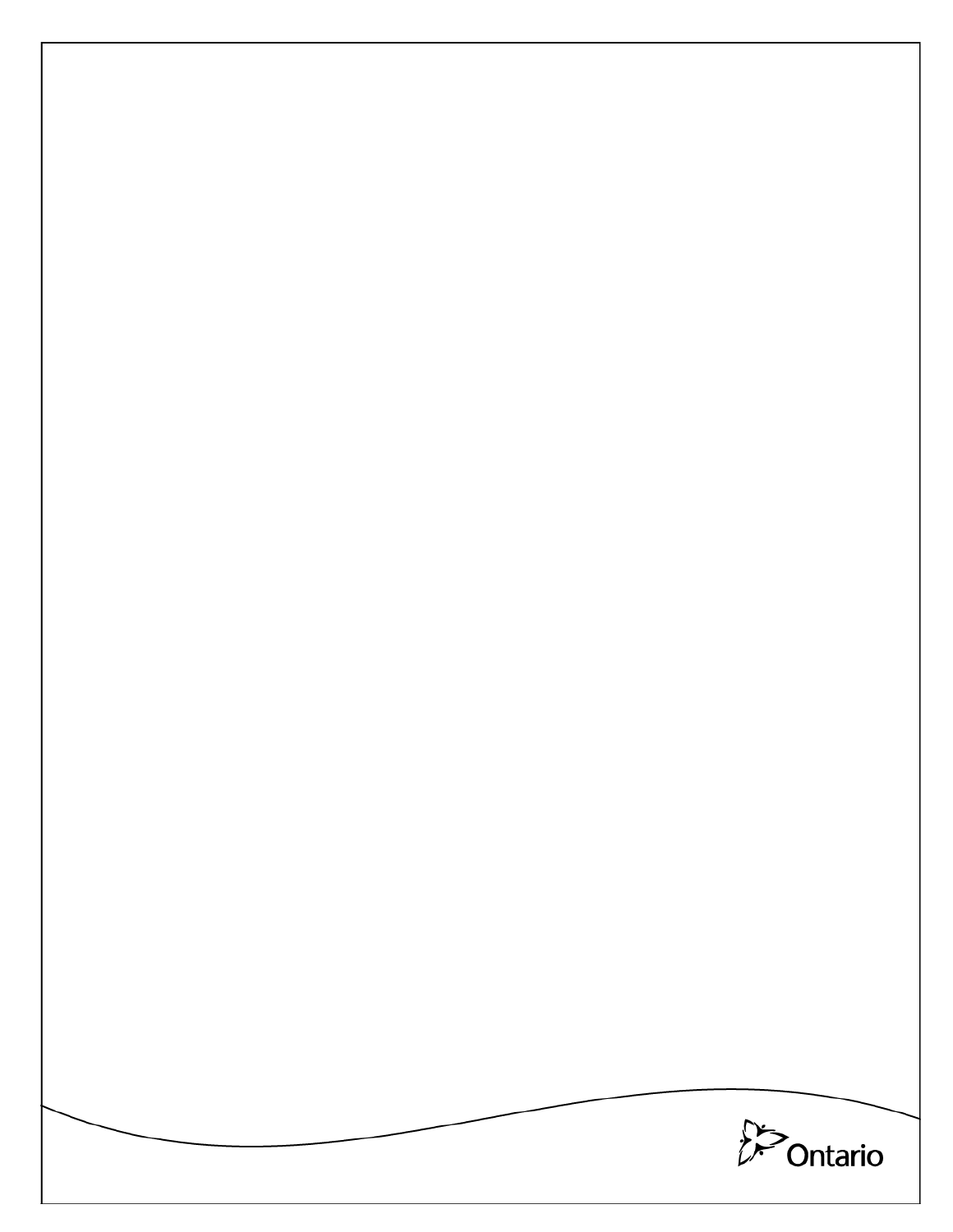Ontario